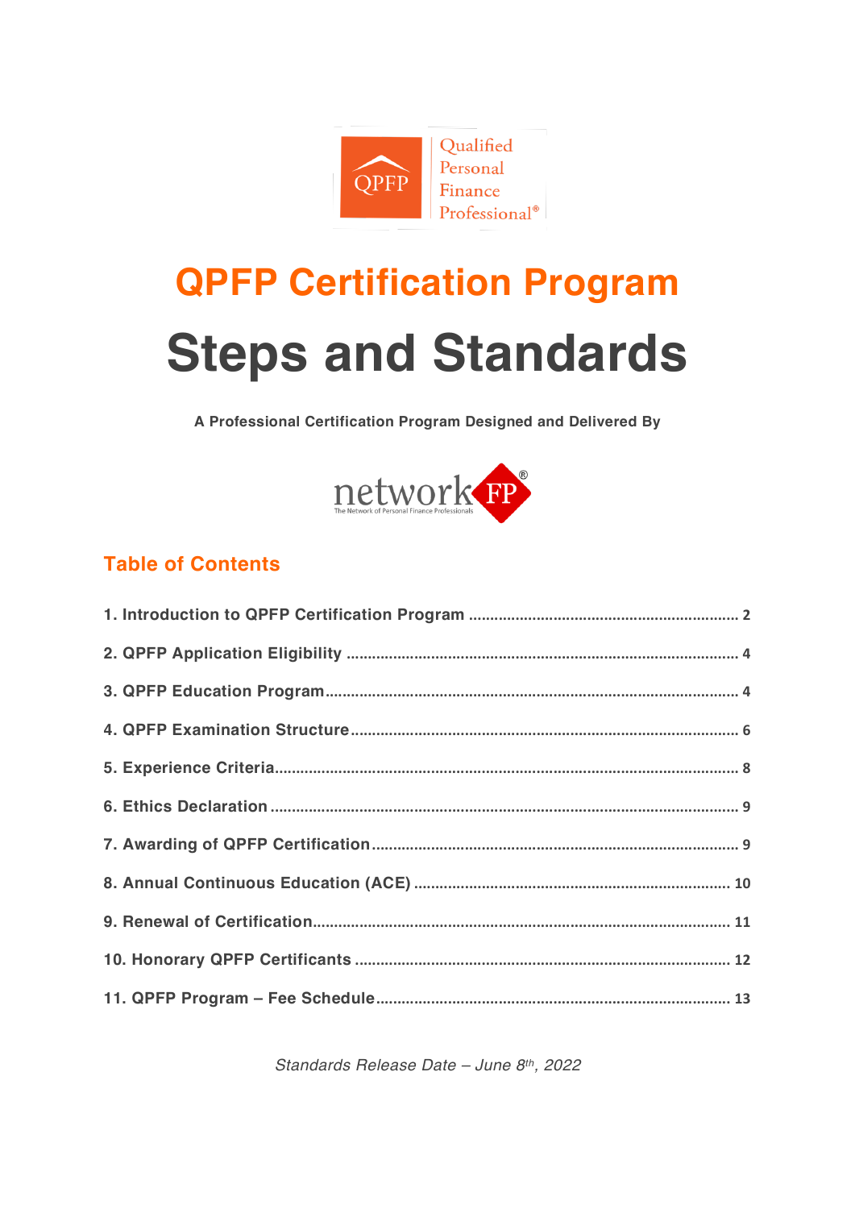Qualified Personal Finance Professional®

# QPFP Certification Program

# Steps and Standards

**A Professional Certification Program Designed and Delivered By**

networkFP®
The Network of Personal Finance Professionals

## Table of Contents

1. Introduction to QPFP Certification Program ..... 2
2. QPFP Application Eligibility ..... 4
3. QPFP Education Program ..... 4
4. QPFP Examination Structure ..... 6
5. Experience Criteria ..... 8
6. Ethics Declaration ..... 9
7. Awarding of QPFP Certification ..... 9
8. Annual Continuous Education (ACE) ..... 10
9. Renewal of Certification ..... 11
10. Honorary QPFP Certificants ..... 12
11. QPFP Program – Fee Schedule ..... 13

*Standards Release Date – June 8th, 2022*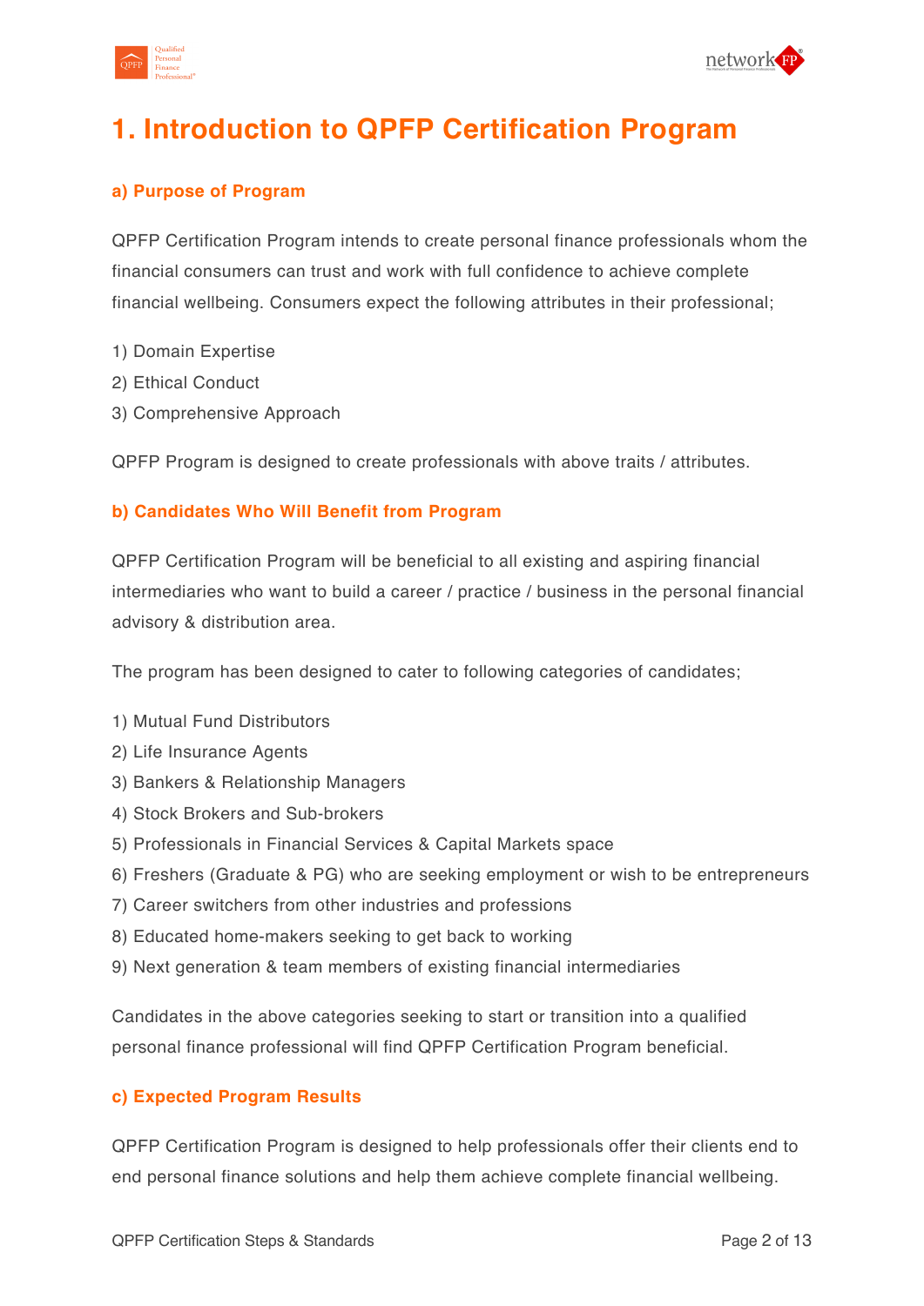# 1. Introduction to QPFP Certification Program

### a) Purpose of Program

QPFP Certification Program intends to create personal finance professionals whom the financial consumers can trust and work with full confidence to achieve complete financial wellbeing. Consumers expect the following attributes in their professional;

1) Domain Expertise
2) Ethical Conduct
3) Comprehensive Approach

QPFP Program is designed to create professionals with above traits / attributes.

### b) Candidates Who Will Benefit from Program

QPFP Certification Program will be beneficial to all existing and aspiring financial intermediaries who want to build a career / practice / business in the personal financial advisory & distribution area.

The program has been designed to cater to following categories of candidates;

1) Mutual Fund Distributors
2) Life Insurance Agents
3) Bankers & Relationship Managers
4) Stock Brokers and Sub-brokers
5) Professionals in Financial Services & Capital Markets space
6) Freshers (Graduate & PG) who are seeking employment or wish to be entrepreneurs
7) Career switchers from other industries and professions
8) Educated home-makers seeking to get back to working
9) Next generation & team members of existing financial intermediaries

Candidates in the above categories seeking to start or transition into a qualified personal finance professional will find QPFP Certification Program beneficial.

### c) Expected Program Results

QPFP Certification Program is designed to help professionals offer their clients end to end personal finance solutions and help them achieve complete financial wellbeing.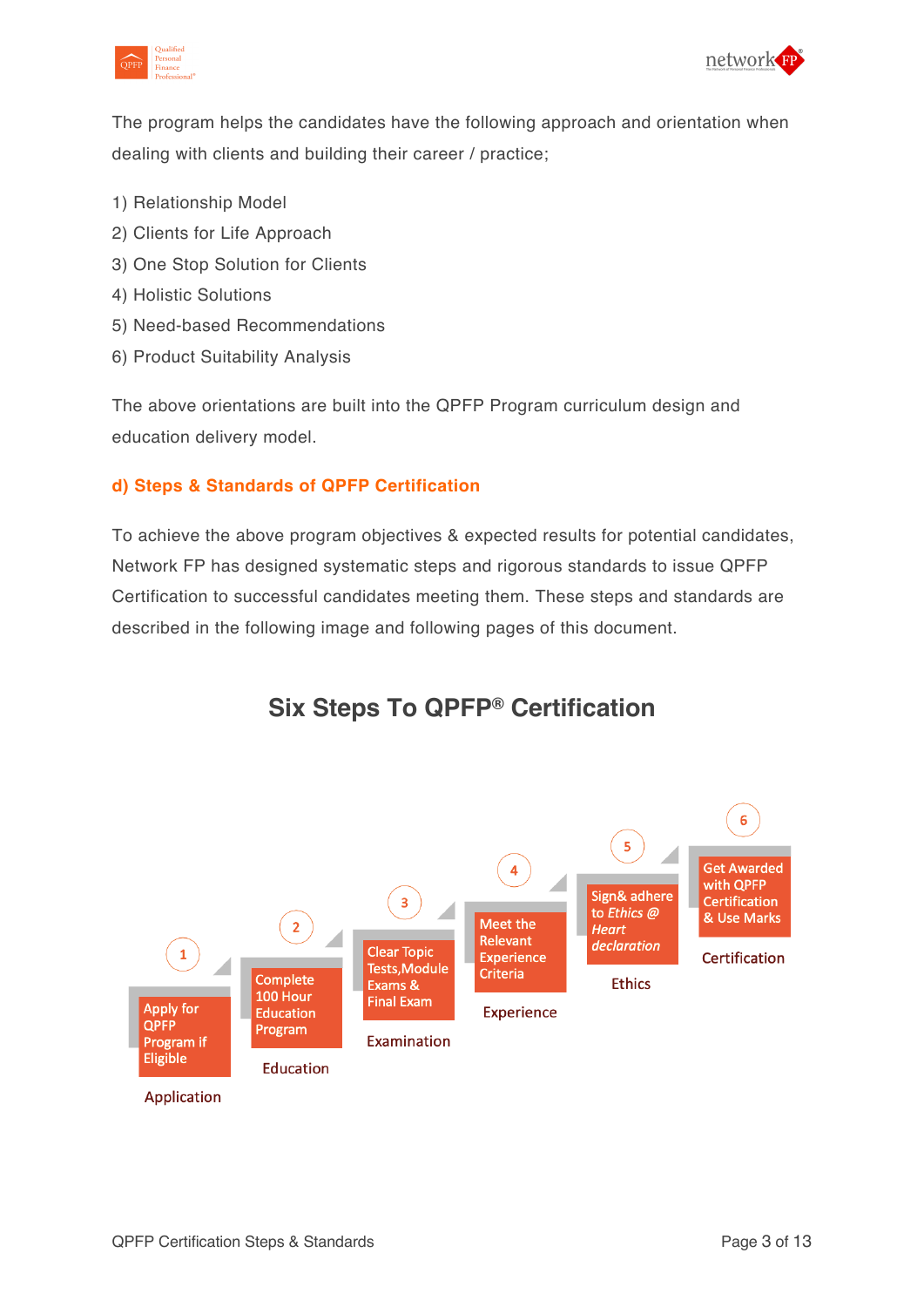The program helps the candidates have the following approach and orientation when dealing with clients and building their career / practice;

1) Relationship Model
2) Clients for Life Approach
3) One Stop Solution for Clients
4) Holistic Solutions
5) Need-based Recommendations
6) Product Suitability Analysis

The above orientations are built into the QPFP Program curriculum design and education delivery model.

### d) Steps & Standards of QPFP Certification

To achieve the above program objectives & expected results for potential candidates, Network FP has designed systematic steps and rigorous standards to issue QPFP Certification to successful candidates meeting them. These steps and standards are described in the following image and following pages of this document.

## Six Steps To QPFP® Certification

1. Apply for QPFP Program if Eligible — Application
2. Complete 100 Hour Education Program — Education
3. Clear Topic Tests, Module Exams & Final Exam — Examination
4. Meet the Relevant Experience Criteria — Experience
5. Sign& adhere to *Ethics @ Heart declaration* — Ethics
6. Get Awarded with QPFP Certification & Use Marks — Certification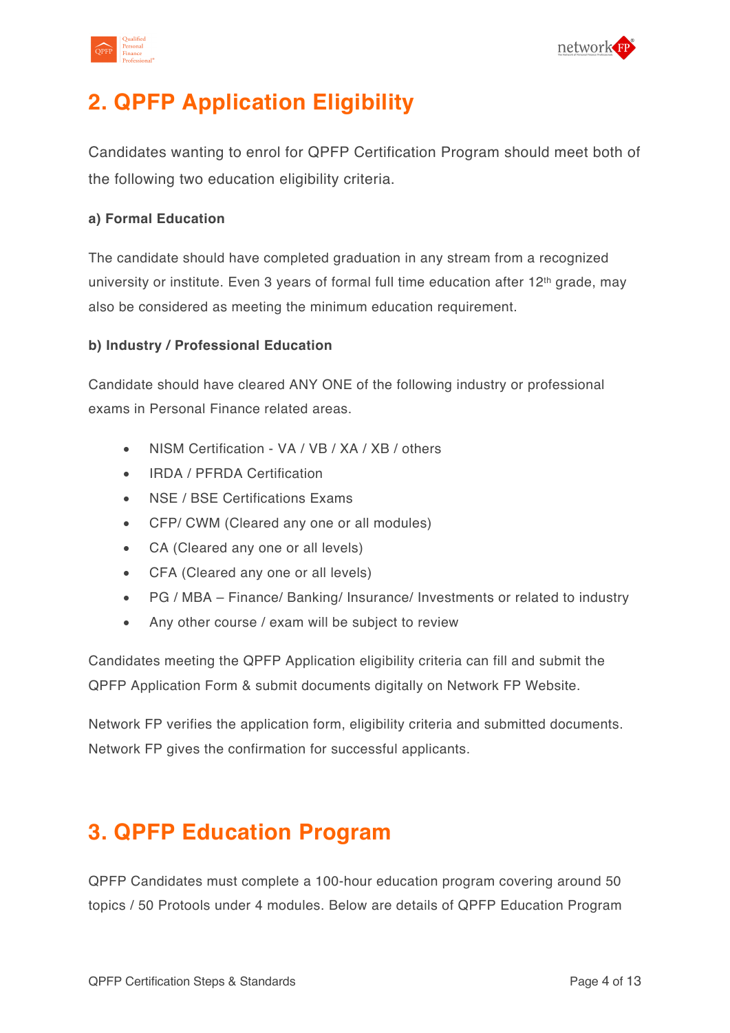## 2. QPFP Application Eligibility

Candidates wanting to enrol for QPFP Certification Program should meet both of the following two education eligibility criteria.

**a) Formal Education**

The candidate should have completed graduation in any stream from a recognized university or institute. Even 3 years of formal full time education after 12th grade, may also be considered as meeting the minimum education requirement.

**b) Industry / Professional Education**

Candidate should have cleared ANY ONE of the following industry or professional exams in Personal Finance related areas.

- NISM Certification - VA / VB / XA / XB / others
- IRDA / PFRDA Certification
- NSE / BSE Certifications Exams
- CFP/ CWM (Cleared any one or all modules)
- CA (Cleared any one or all levels)
- CFA (Cleared any one or all levels)
- PG / MBA – Finance/ Banking/ Insurance/ Investments or related to industry
- Any other course / exam will be subject to review

Candidates meeting the QPFP Application eligibility criteria can fill and submit the QPFP Application Form & submit documents digitally on Network FP Website.

Network FP verifies the application form, eligibility criteria and submitted documents. Network FP gives the confirmation for successful applicants.

## 3. QPFP Education Program

QPFP Candidates must complete a 100-hour education program covering around 50 topics / 50 Protools under 4 modules. Below are details of QPFP Education Program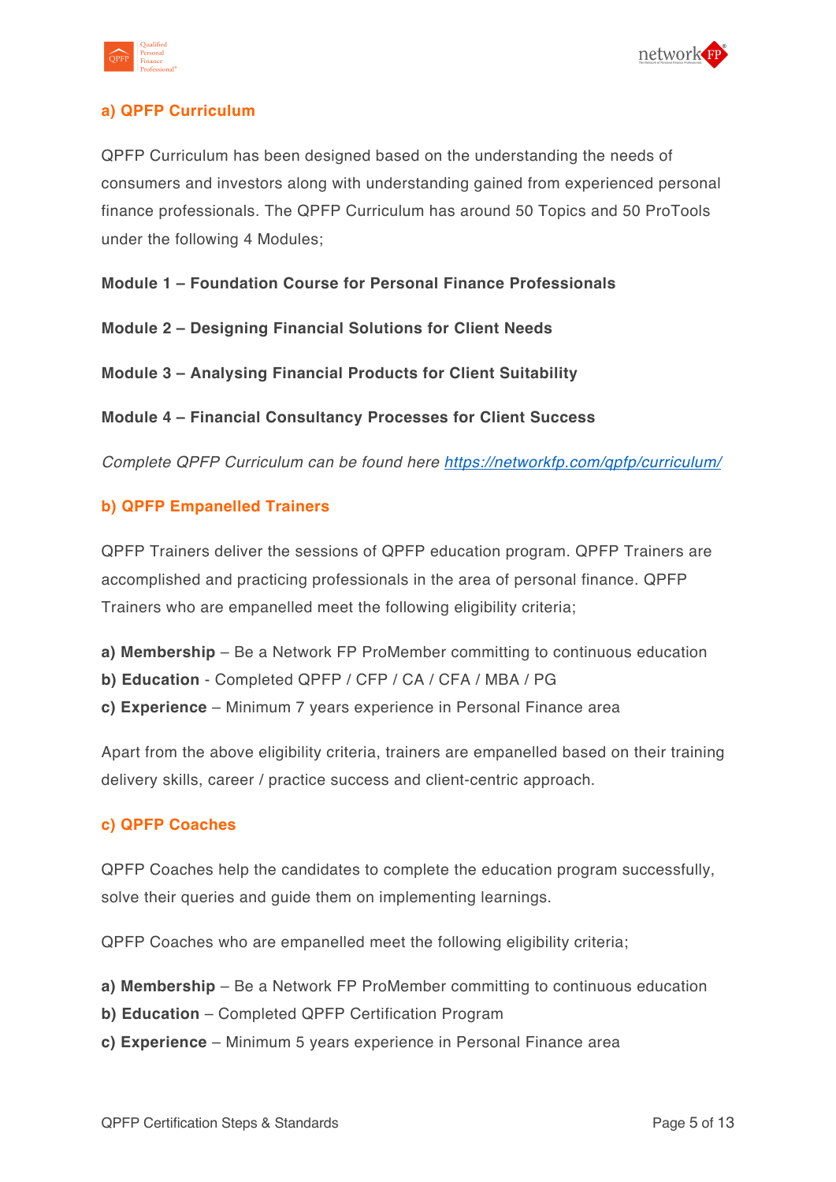## a) QPFP Curriculum

QPFP Curriculum has been designed based on the understanding the needs of consumers and investors along with understanding gained from experienced personal finance professionals. The QPFP Curriculum has around 50 Topics and 50 ProTools under the following 4 Modules;

**Module 1 – Foundation Course for Personal Finance Professionals**

**Module 2 – Designing Financial Solutions for Client Needs**

**Module 3 – Analysing Financial Products for Client Suitability**

**Module 4 – Financial Consultancy Processes for Client Success**

*Complete QPFP Curriculum can be found here [https://networkfp.com/qpfp/curriculum/](https://networkfp.com/qpfp/curriculum/)*

## b) QPFP Empanelled Trainers

QPFP Trainers deliver the sessions of QPFP education program. QPFP Trainers are accomplished and practicing professionals in the area of personal finance. QPFP Trainers who are empanelled meet the following eligibility criteria;

**a) Membership** – Be a Network FP ProMember committing to continuous education
**b) Education** - Completed QPFP / CFP / CA / CFA / MBA / PG
**c) Experience** – Minimum 7 years experience in Personal Finance area

Apart from the above eligibility criteria, trainers are empanelled based on their training delivery skills, career / practice success and client-centric approach.

## c) QPFP Coaches

QPFP Coaches help the candidates to complete the education program successfully, solve their queries and guide them on implementing learnings.

QPFP Coaches who are empanelled meet the following eligibility criteria;

**a) Membership** – Be a Network FP ProMember committing to continuous education
**b) Education** – Completed QPFP Certification Program
**c) Experience** – Minimum 5 years experience in Personal Finance area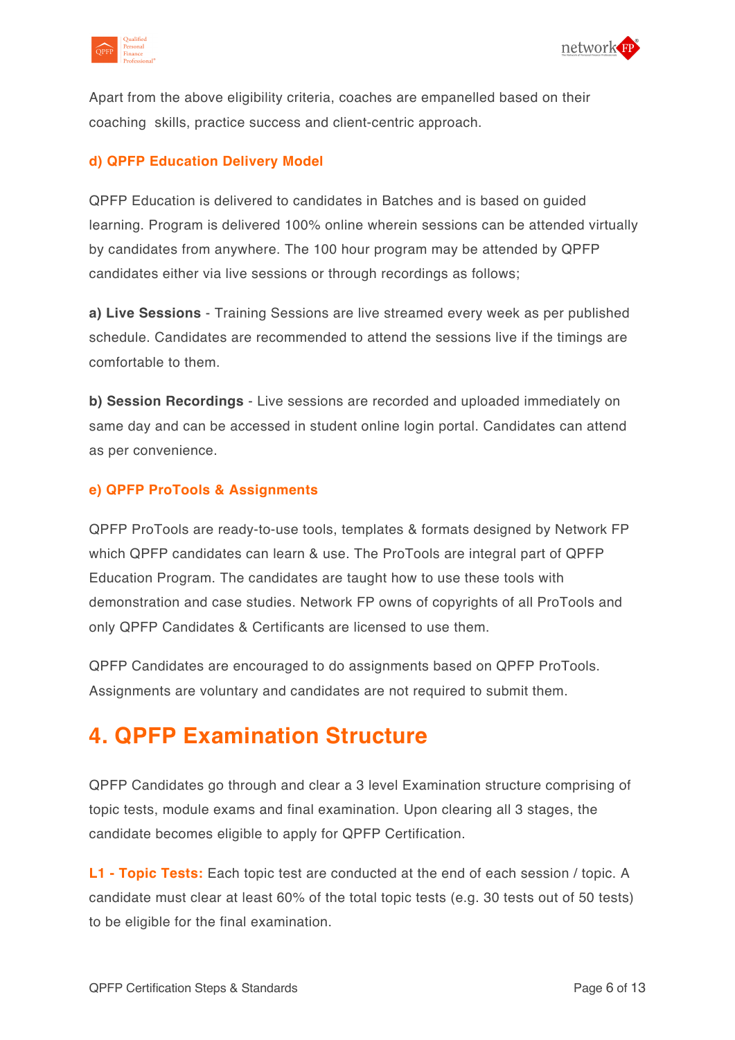Apart from the above eligibility criteria, coaches are empanelled based on their coaching  skills, practice success and client-centric approach.

### d) QPFP Education Delivery Model

QPFP Education is delivered to candidates in Batches and is based on guided learning. Program is delivered 100% online wherein sessions can be attended virtually by candidates from anywhere. The 100 hour program may be attended by QPFP candidates either via live sessions or through recordings as follows;

**a) Live Sessions** - Training Sessions are live streamed every week as per published schedule. Candidates are recommended to attend the sessions live if the timings are comfortable to them.

**b) Session Recordings** - Live sessions are recorded and uploaded immediately on same day and can be accessed in student online login portal. Candidates can attend as per convenience.

### e) QPFP ProTools & Assignments

QPFP ProTools are ready-to-use tools, templates & formats designed by Network FP which QPFP candidates can learn & use. The ProTools are integral part of QPFP Education Program. The candidates are taught how to use these tools with demonstration and case studies. Network FP owns of copyrights of all ProTools and only QPFP Candidates & Certificants are licensed to use them.

QPFP Candidates are encouraged to do assignments based on QPFP ProTools. Assignments are voluntary and candidates are not required to submit them.

## 4. QPFP Examination Structure

QPFP Candidates go through and clear a 3 level Examination structure comprising of topic tests, module exams and final examination. Upon clearing all 3 stages, the candidate becomes eligible to apply for QPFP Certification.

**L1 - Topic Tests:** Each topic test are conducted at the end of each session / topic. A candidate must clear at least 60% of the total topic tests (e.g. 30 tests out of 50 tests) to be eligible for the final examination.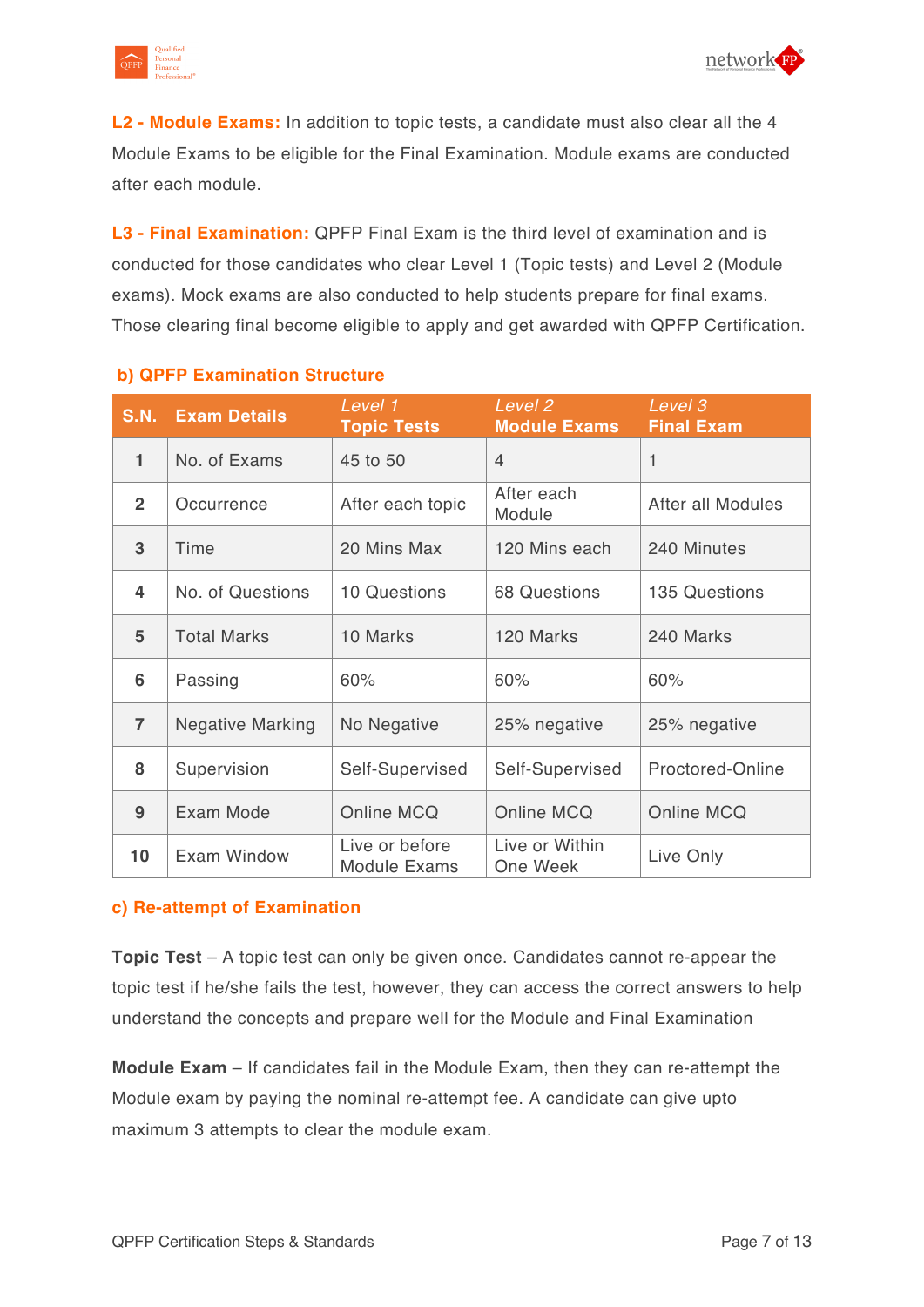**L2 - Module Exams:** In addition to topic tests, a candidate must also clear all the 4 Module Exams to be eligible for the Final Examination. Module exams are conducted after each module.

**L3 - Final Examination:** QPFP Final Exam is the third level of examination and is conducted for those candidates who clear Level 1 (Topic tests) and Level 2 (Module exams). Mock exams are also conducted to help students prepare for final exams. Those clearing final become eligible to apply and get awarded with QPFP Certification.

### b) QPFP Examination Structure

| S.N. | Exam Details | *Level 1* Topic Tests | *Level 2* Module Exams | *Level 3* Final Exam |
|---|---|---|---|---|
| 1 | No. of Exams | 45 to 50 | 4 | 1 |
| 2 | Occurrence | After each topic | After each Module | After all Modules |
| 3 | Time | 20 Mins Max | 120 Mins each | 240 Minutes |
| 4 | No. of Questions | 10 Questions | 68 Questions | 135 Questions |
| 5 | Total Marks | 10 Marks | 120 Marks | 240 Marks |
| 6 | Passing | 60% | 60% | 60% |
| 7 | Negative Marking | No Negative | 25% negative | 25% negative |
| 8 | Supervision | Self-Supervised | Self-Supervised | Proctored-Online |
| 9 | Exam Mode | Online MCQ | Online MCQ | Online MCQ |
| 10 | Exam Window | Live or before Module Exams | Live or Within One Week | Live Only |

### c) Re-attempt of Examination

**Topic Test** – A topic test can only be given once. Candidates cannot re-appear the topic test if he/she fails the test, however, they can access the correct answers to help understand the concepts and prepare well for the Module and Final Examination

**Module Exam** – If candidates fail in the Module Exam, then they can re-attempt the Module exam by paying the nominal re-attempt fee. A candidate can give upto maximum 3 attempts to clear the module exam.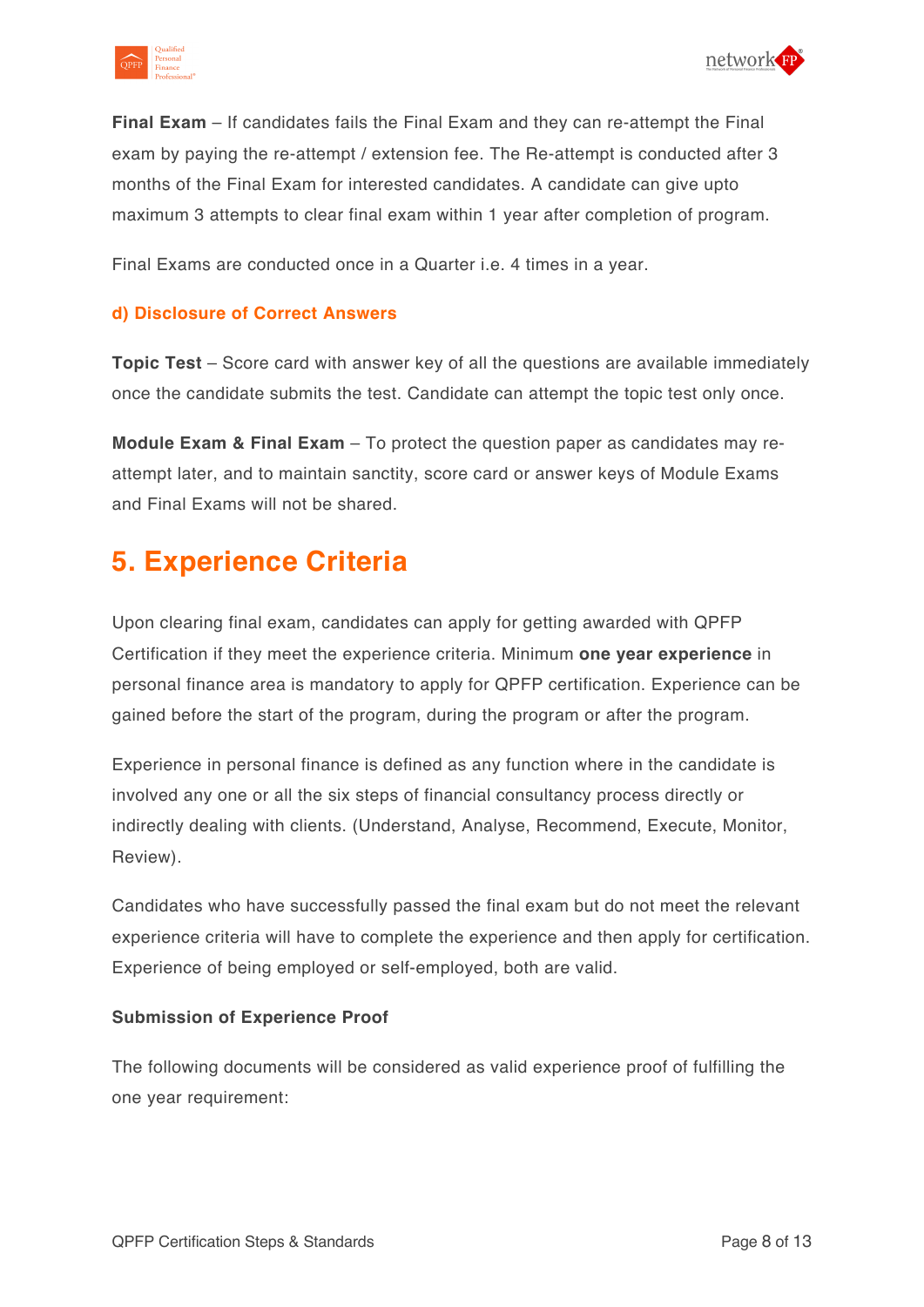**Final Exam** – If candidates fails the Final Exam and they can re-attempt the Final exam by paying the re-attempt / extension fee. The Re-attempt is conducted after 3 months of the Final Exam for interested candidates. A candidate can give upto maximum 3 attempts to clear final exam within 1 year after completion of program.

Final Exams are conducted once in a Quarter i.e. 4 times in a year.

### d) Disclosure of Correct Answers

**Topic Test** – Score card with answer key of all the questions are available immediately once the candidate submits the test. Candidate can attempt the topic test only once.

**Module Exam & Final Exam** – To protect the question paper as candidates may re-attempt later, and to maintain sanctity, score card or answer keys of Module Exams and Final Exams will not be shared.

## 5. Experience Criteria

Upon clearing final exam, candidates can apply for getting awarded with QPFP Certification if they meet the experience criteria. Minimum **one year experience** in personal finance area is mandatory to apply for QPFP certification. Experience can be gained before the start of the program, during the program or after the program.

Experience in personal finance is defined as any function where in the candidate is involved any one or all the six steps of financial consultancy process directly or indirectly dealing with clients. (Understand, Analyse, Recommend, Execute, Monitor, Review).

Candidates who have successfully passed the final exam but do not meet the relevant experience criteria will have to complete the experience and then apply for certification. Experience of being employed or self-employed, both are valid.

**Submission of Experience Proof**

The following documents will be considered as valid experience proof of fulfilling the one year requirement: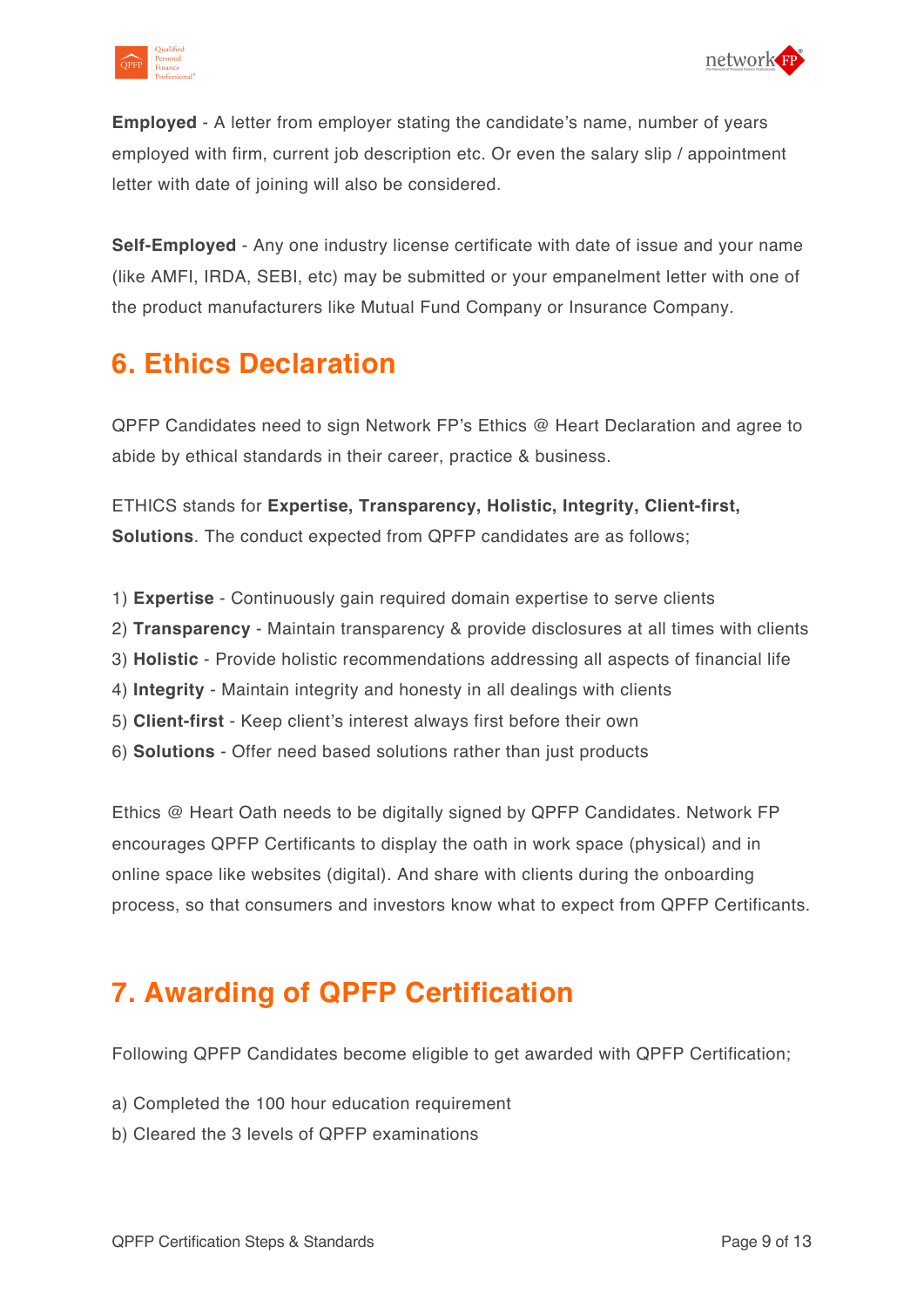**Employed** - A letter from employer stating the candidate's name, number of years employed with firm, current job description etc. Or even the salary slip / appointment letter with date of joining will also be considered.

**Self-Employed** - Any one industry license certificate with date of issue and your name (like AMFI, IRDA, SEBI, etc) may be submitted or your empanelment letter with one of the product manufacturers like Mutual Fund Company or Insurance Company.

## 6. Ethics Declaration

QPFP Candidates need to sign Network FP's Ethics @ Heart Declaration and agree to abide by ethical standards in their career, practice & business.

ETHICS stands for **Expertise, Transparency, Holistic, Integrity, Client-first, Solutions**. The conduct expected from QPFP candidates are as follows;

1) **Expertise** - Continuously gain required domain expertise to serve clients
2) **Transparency** - Maintain transparency & provide disclosures at all times with clients
3) **Holistic** - Provide holistic recommendations addressing all aspects of financial life
4) **Integrity** - Maintain integrity and honesty in all dealings with clients
5) **Client-first** - Keep client's interest always first before their own
6) **Solutions** - Offer need based solutions rather than just products

Ethics @ Heart Oath needs to be digitally signed by QPFP Candidates. Network FP encourages QPFP Certificants to display the oath in work space (physical) and in online space like websites (digital). And share with clients during the onboarding process, so that consumers and investors know what to expect from QPFP Certificants.

## 7. Awarding of QPFP Certification

Following QPFP Candidates become eligible to get awarded with QPFP Certification;

a) Completed the 100 hour education requirement
b) Cleared the 3 levels of QPFP examinations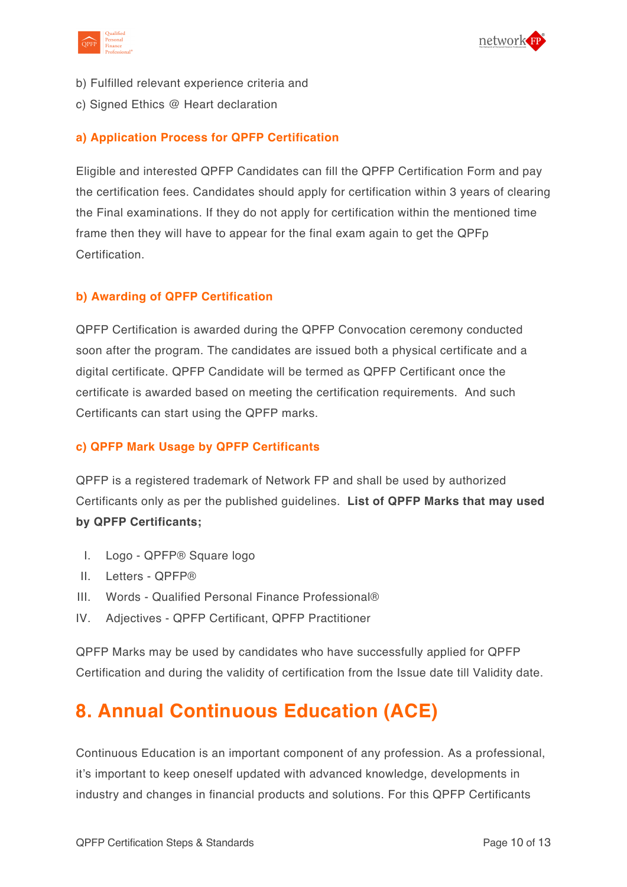b) Fulfilled relevant experience criteria and

c) Signed Ethics @ Heart declaration

### a) Application Process for QPFP Certification

Eligible and interested QPFP Candidates can fill the QPFP Certification Form and pay the certification fees. Candidates should apply for certification within 3 years of clearing the Final examinations. If they do not apply for certification within the mentioned time frame then they will have to appear for the final exam again to get the QPFp Certification.

### b) Awarding of QPFP Certification

QPFP Certification is awarded during the QPFP Convocation ceremony conducted soon after the program. The candidates are issued both a physical certificate and a digital certificate. QPFP Candidate will be termed as QPFP Certificant once the certificate is awarded based on meeting the certification requirements. And such Certificants can start using the QPFP marks.

### c) QPFP Mark Usage by QPFP Certificants

QPFP is a registered trademark of Network FP and shall be used by authorized Certificants only as per the published guidelines. **List of QPFP Marks that may used by QPFP Certificants;**

I. Logo - QPFP® Square logo
II. Letters - QPFP®
III. Words - Qualified Personal Finance Professional®
IV. Adjectives - QPFP Certificant, QPFP Practitioner

QPFP Marks may be used by candidates who have successfully applied for QPFP Certification and during the validity of certification from the Issue date till Validity date.

## 8. Annual Continuous Education (ACE)

Continuous Education is an important component of any profession. As a professional, it's important to keep oneself updated with advanced knowledge, developments in industry and changes in financial products and solutions. For this QPFP Certificants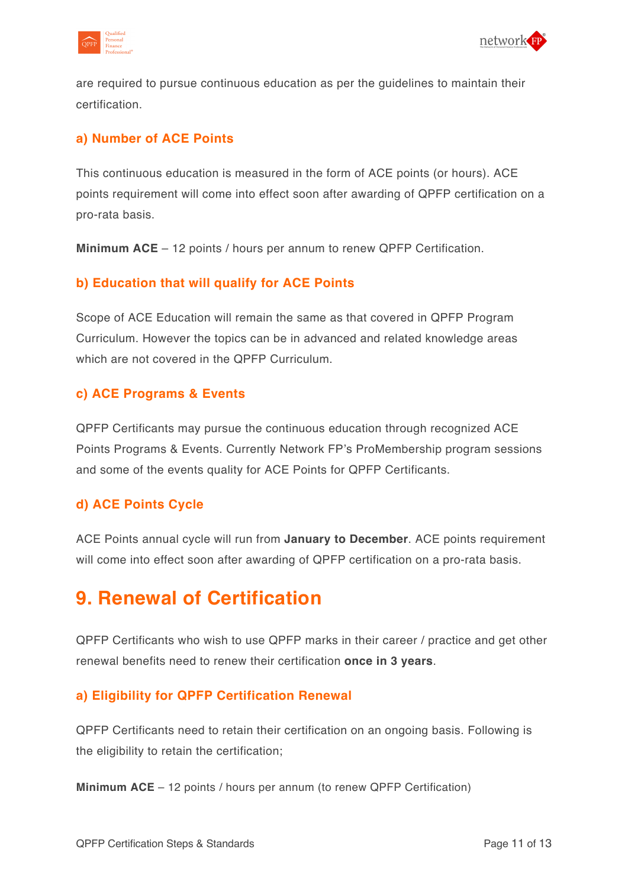are required to pursue continuous education as per the guidelines to maintain their certification.

### a) Number of ACE Points

This continuous education is measured in the form of ACE points (or hours). ACE points requirement will come into effect soon after awarding of QPFP certification on a pro-rata basis.

**Minimum ACE** – 12 points / hours per annum to renew QPFP Certification.

### b) Education that will qualify for ACE Points

Scope of ACE Education will remain the same as that covered in QPFP Program Curriculum. However the topics can be in advanced and related knowledge areas which are not covered in the QPFP Curriculum.

### c) ACE Programs & Events

QPFP Certificants may pursue the continuous education through recognized ACE Points Programs & Events. Currently Network FP's ProMembership program sessions and some of the events quality for ACE Points for QPFP Certificants.

### d) ACE Points Cycle

ACE Points annual cycle will run from **January to December**. ACE points requirement will come into effect soon after awarding of QPFP certification on a pro-rata basis.

## 9. Renewal of Certification

QPFP Certificants who wish to use QPFP marks in their career / practice and get other renewal benefits need to renew their certification **once in 3 years**.

### a) Eligibility for QPFP Certification Renewal

QPFP Certificants need to retain their certification on an ongoing basis. Following is the eligibility to retain the certification;

**Minimum ACE** – 12 points / hours per annum (to renew QPFP Certification)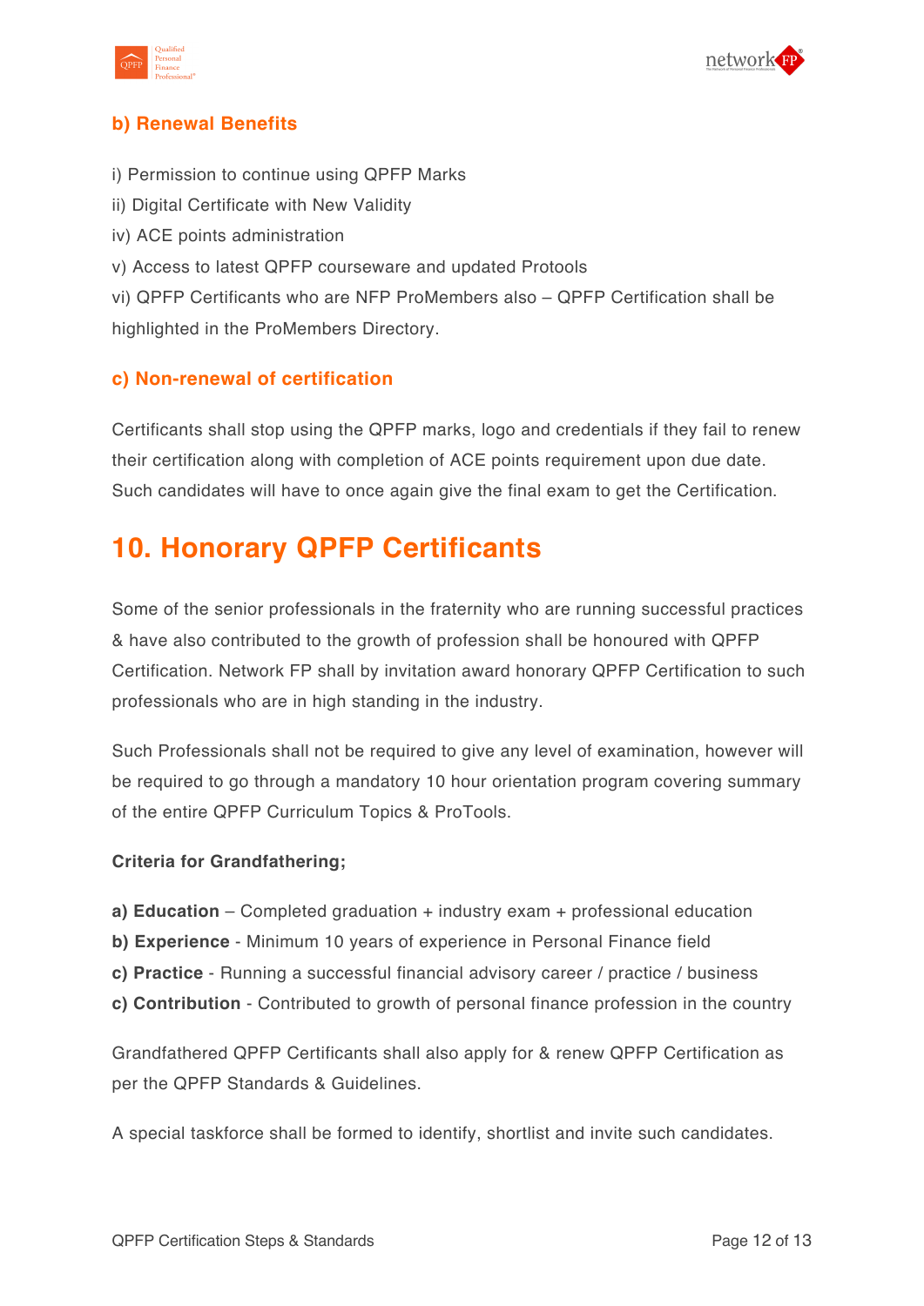### b) Renewal Benefits

i) Permission to continue using QPFP Marks
ii) Digital Certificate with New Validity
iv) ACE points administration
v) Access to latest QPFP courseware and updated Protools
vi) QPFP Certificants who are NFP ProMembers also – QPFP Certification shall be highlighted in the ProMembers Directory.

### c) Non-renewal of certification

Certificants shall stop using the QPFP marks, logo and credentials if they fail to renew their certification along with completion of ACE points requirement upon due date. Such candidates will have to once again give the final exam to get the Certification.

## 10. Honorary QPFP Certificants

Some of the senior professionals in the fraternity who are running successful practices & have also contributed to the growth of profession shall be honoured with QPFP Certification. Network FP shall by invitation award honorary QPFP Certification to such professionals who are in high standing in the industry.

Such Professionals shall not be required to give any level of examination, however will be required to go through a mandatory 10 hour orientation program covering summary of the entire QPFP Curriculum Topics & ProTools.

**Criteria for Grandfathering;**

**a) Education** – Completed graduation + industry exam + professional education
**b) Experience** - Minimum 10 years of experience in Personal Finance field
**c) Practice** - Running a successful financial advisory career / practice / business
**c) Contribution** - Contributed to growth of personal finance profession in the country

Grandfathered QPFP Certificants shall also apply for & renew QPFP Certification as per the QPFP Standards & Guidelines.

A special taskforce shall be formed to identify, shortlist and invite such candidates.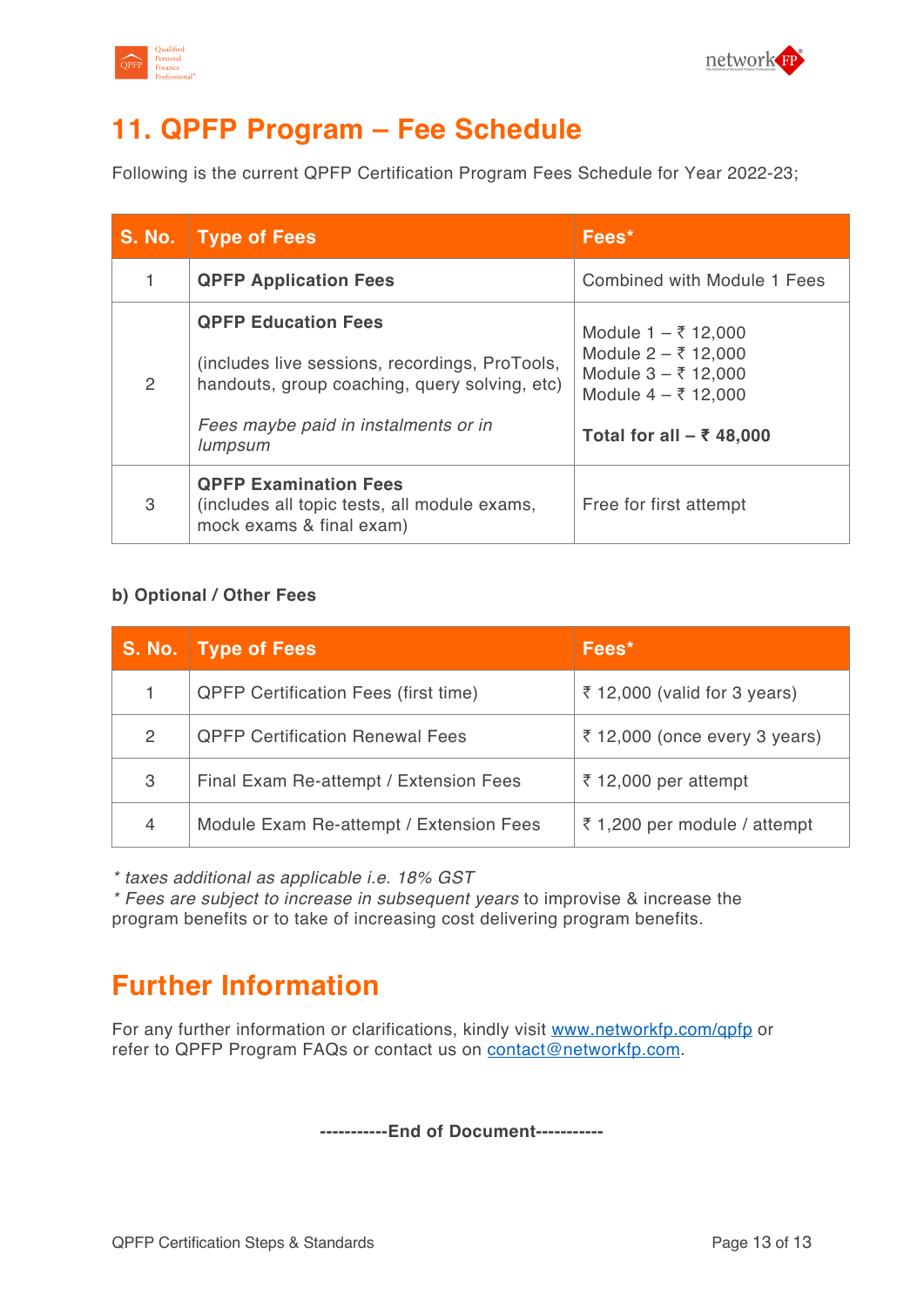# 11. QPFP Program – Fee Schedule

Following is the current QPFP Certification Program Fees Schedule for Year 2022-23;

| S. No. | Type of Fees | Fees* |
|---|---|---|
| 1 | **QPFP Application Fees** | Combined with Module 1 Fees |
| 2 | **QPFP Education Fees**<br><br>(includes live sessions, recordings, ProTools, handouts, group coaching, query solving, etc)<br><br>*Fees maybe paid in instalments or in lumpsum* | Module 1 – ₹ 12,000<br>Module 2 – ₹ 12,000<br>Module 3 – ₹ 12,000<br>Module 4 – ₹ 12,000<br><br>**Total for all – ₹ 48,000** |
| 3 | **QPFP Examination Fees**<br>(includes all topic tests, all module exams, mock exams & final exam) | Free for first attempt |

#### b) Optional / Other Fees

| S. No. | Type of Fees | Fees* |
|---|---|---|
| 1 | QPFP Certification Fees (first time) | ₹ 12,000 (valid for 3 years) |
| 2 | QPFP Certification Renewal Fees | ₹ 12,000 (once every 3 years) |
| 3 | Final Exam Re-attempt / Extension Fees | ₹ 12,000 per attempt |
| 4 | Module Exam Re-attempt / Extension Fees | ₹ 1,200 per module / attempt |

*\* taxes additional as applicable i.e. 18% GST*
*\* Fees are subject to increase in subsequent years* to improvise & increase the program benefits or to take of increasing cost delivering program benefits.

# Further Information

For any further information or clarifications, kindly visit www.networkfp.com/qpfp or refer to QPFP Program FAQs or contact us on contact@networkfp.com.

**-----------End of Document----------**